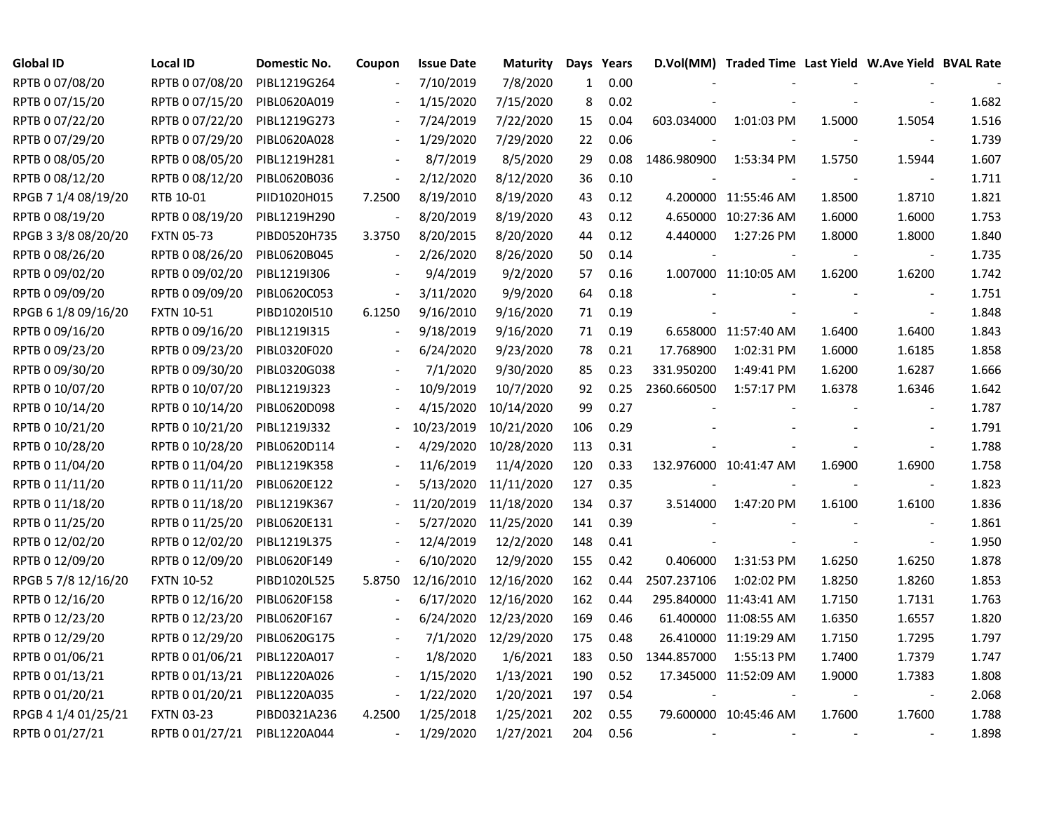| Global ID | Local ID | Domestic No. | Coupon | Issue Date | Maturity | Days | Years | D.Vol(MM) | Traded Time | Last Yield | W.Ave Yield | BVAL Rate |
|---|---|---|---|---|---|---|---|---|---|---|---|---|
| RPTB 0 07/08/20 | RPTB 0 07/08/20 | PIBL1219G264 | - | 7/10/2019 | 7/8/2020 | 1 | 0.00 | - | - | - | - | - |
| RPTB 0 07/15/20 | RPTB 0 07/15/20 | PIBL0620A019 | - | 1/15/2020 | 7/15/2020 | 8 | 0.02 | - | - | - | - | 1.682 |
| RPTB 0 07/22/20 | RPTB 0 07/22/20 | PIBL1219G273 | - | 7/24/2019 | 7/22/2020 | 15 | 0.04 | 603.034000 | 1:01:03 PM | 1.5000 | 1.5054 | 1.516 |
| RPTB 0 07/29/20 | RPTB 0 07/29/20 | PIBL0620A028 | - | 1/29/2020 | 7/29/2020 | 22 | 0.06 | - | - | - | - | 1.739 |
| RPTB 0 08/05/20 | RPTB 0 08/05/20 | PIBL1219H281 | - | 8/7/2019 | 8/5/2020 | 29 | 0.08 | 1486.980900 | 1:53:34 PM | 1.5750 | 1.5944 | 1.607 |
| RPTB 0 08/12/20 | RPTB 0 08/12/20 | PIBL0620B036 | - | 2/12/2020 | 8/12/2020 | 36 | 0.10 | - | - | - | - | 1.711 |
| RPGB 7 1/4 08/19/20 | RTB 10-01 | PIID1020H015 | 7.2500 | 8/19/2010 | 8/19/2020 | 43 | 0.12 | 4.200000 | 11:55:46 AM | 1.8500 | 1.8710 | 1.821 |
| RPTB 0 08/19/20 | RPTB 0 08/19/20 | PIBL1219H290 | - | 8/20/2019 | 8/19/2020 | 43 | 0.12 | 4.650000 | 10:27:36 AM | 1.6000 | 1.6000 | 1.753 |
| RPGB 3 3/8 08/20/20 | FXTN 05-73 | PIBD0520H735 | 3.3750 | 8/20/2015 | 8/20/2020 | 44 | 0.12 | 4.440000 | 1:27:26 PM | 1.8000 | 1.8000 | 1.840 |
| RPTB 0 08/26/20 | RPTB 0 08/26/20 | PIBL0620B045 | - | 2/26/2020 | 8/26/2020 | 50 | 0.14 | - | - | - | - | 1.735 |
| RPTB 0 09/02/20 | RPTB 0 09/02/20 | PIBL1219I306 | - | 9/4/2019 | 9/2/2020 | 57 | 0.16 | 1.007000 | 11:10:05 AM | 1.6200 | 1.6200 | 1.742 |
| RPTB 0 09/09/20 | RPTB 0 09/09/20 | PIBL0620C053 | - | 3/11/2020 | 9/9/2020 | 64 | 0.18 | - | - | - | - | 1.751 |
| RPGB 6 1/8 09/16/20 | FXTN 10-51 | PIBD1020I510 | 6.1250 | 9/16/2010 | 9/16/2020 | 71 | 0.19 | - | - | - | - | 1.848 |
| RPTB 0 09/16/20 | RPTB 0 09/16/20 | PIBL1219I315 | - | 9/18/2019 | 9/16/2020 | 71 | 0.19 | 6.658000 | 11:57:40 AM | 1.6400 | 1.6400 | 1.843 |
| RPTB 0 09/23/20 | RPTB 0 09/23/20 | PIBL0320F020 | - | 6/24/2020 | 9/23/2020 | 78 | 0.21 | 17.768900 | 1:02:31 PM | 1.6000 | 1.6185 | 1.858 |
| RPTB 0 09/30/20 | RPTB 0 09/30/20 | PIBL0320G038 | - | 7/1/2020 | 9/30/2020 | 85 | 0.23 | 331.950200 | 1:49:41 PM | 1.6200 | 1.6287 | 1.666 |
| RPTB 0 10/07/20 | RPTB 0 10/07/20 | PIBL1219J323 | - | 10/9/2019 | 10/7/2020 | 92 | 0.25 | 2360.660500 | 1:57:17 PM | 1.6378 | 1.6346 | 1.642 |
| RPTB 0 10/14/20 | RPTB 0 10/14/20 | PIBL0620D098 | - | 4/15/2020 | 10/14/2020 | 99 | 0.27 | - | - | - | - | 1.787 |
| RPTB 0 10/21/20 | RPTB 0 10/21/20 | PIBL1219J332 | - | 10/23/2019 | 10/21/2020 | 106 | 0.29 | - | - | - | - | 1.791 |
| RPTB 0 10/28/20 | RPTB 0 10/28/20 | PIBL0620D114 | - | 4/29/2020 | 10/28/2020 | 113 | 0.31 | - | - | - | - | 1.788 |
| RPTB 0 11/04/20 | RPTB 0 11/04/20 | PIBL1219K358 | - | 11/6/2019 | 11/4/2020 | 120 | 0.33 | 132.976000 | 10:41:47 AM | 1.6900 | 1.6900 | 1.758 |
| RPTB 0 11/11/20 | RPTB 0 11/11/20 | PIBL0620E122 | - | 5/13/2020 | 11/11/2020 | 127 | 0.35 | - | - | - | - | 1.823 |
| RPTB 0 11/18/20 | RPTB 0 11/18/20 | PIBL1219K367 | - | 11/20/2019 | 11/18/2020 | 134 | 0.37 | 3.514000 | 1:47:20 PM | 1.6100 | 1.6100 | 1.836 |
| RPTB 0 11/25/20 | RPTB 0 11/25/20 | PIBL0620E131 | - | 5/27/2020 | 11/25/2020 | 141 | 0.39 | - | - | - | - | 1.861 |
| RPTB 0 12/02/20 | RPTB 0 12/02/20 | PIBL1219L375 | - | 12/4/2019 | 12/2/2020 | 148 | 0.41 | - | - | - | - | 1.950 |
| RPTB 0 12/09/20 | RPTB 0 12/09/20 | PIBL0620F149 | - | 6/10/2020 | 12/9/2020 | 155 | 0.42 | 0.406000 | 1:31:53 PM | 1.6250 | 1.6250 | 1.878 |
| RPGB 5 7/8 12/16/20 | FXTN 10-52 | PIBD1020L525 | 5.8750 | 12/16/2010 | 12/16/2020 | 162 | 0.44 | 2507.237106 | 1:02:02 PM | 1.8250 | 1.8260 | 1.853 |
| RPTB 0 12/16/20 | RPTB 0 12/16/20 | PIBL0620F158 | - | 6/17/2020 | 12/16/2020 | 162 | 0.44 | 295.840000 | 11:43:41 AM | 1.7150 | 1.7131 | 1.763 |
| RPTB 0 12/23/20 | RPTB 0 12/23/20 | PIBL0620F167 | - | 6/24/2020 | 12/23/2020 | 169 | 0.46 | 61.400000 | 11:08:55 AM | 1.6350 | 1.6557 | 1.820 |
| RPTB 0 12/29/20 | RPTB 0 12/29/20 | PIBL0620G175 | - | 7/1/2020 | 12/29/2020 | 175 | 0.48 | 26.410000 | 11:19:29 AM | 1.7150 | 1.7295 | 1.797 |
| RPTB 0 01/06/21 | RPTB 0 01/06/21 | PIBL1220A017 | - | 1/8/2020 | 1/6/2021 | 183 | 0.50 | 1344.857000 | 1:55:13 PM | 1.7400 | 1.7379 | 1.747 |
| RPTB 0 01/13/21 | RPTB 0 01/13/21 | PIBL1220A026 | - | 1/15/2020 | 1/13/2021 | 190 | 0.52 | 17.345000 | 11:52:09 AM | 1.9000 | 1.7383 | 1.808 |
| RPTB 0 01/20/21 | RPTB 0 01/20/21 | PIBL1220A035 | - | 1/22/2020 | 1/20/2021 | 197 | 0.54 | - | - | - | - | 2.068 |
| RPGB 4 1/4 01/25/21 | FXTN 03-23 | PIBD0321A236 | 4.2500 | 1/25/2018 | 1/25/2021 | 202 | 0.55 | 79.600000 | 10:45:46 AM | 1.7600 | 1.7600 | 1.788 |
| RPTB 0 01/27/21 | RPTB 0 01/27/21 | PIBL1220A044 | - | 1/29/2020 | 1/27/2021 | 204 | 0.56 | - | - | - | - | 1.898 |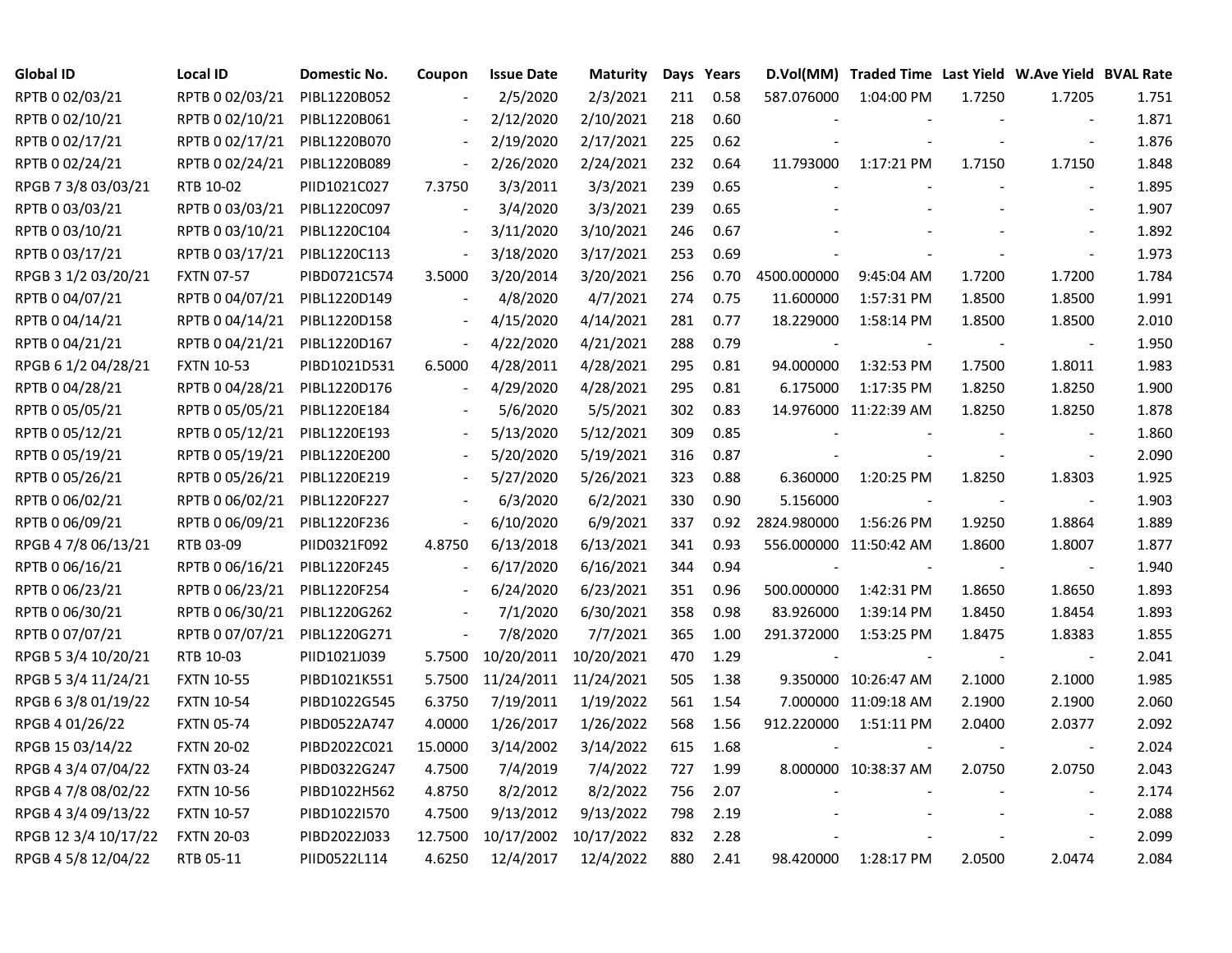| Global ID | Local ID | Domestic No. | Coupon | Issue Date | Maturity | Days | Years | D.Vol(MM) | Traded Time | Last Yield | W.Ave Yield | BVAL Rate |
|---|---|---|---|---|---|---|---|---|---|---|---|---|
| RPTB 0 02/03/21 | RPTB 0 02/03/21 | PIBL1220B052 | - | 2/5/2020 | 2/3/2021 | 211 | 0.58 | 587.076000 | 1:04:00 PM | 1.7250 | 1.7205 | 1.751 |
| RPTB 0 02/10/21 | RPTB 0 02/10/21 | PIBL1220B061 | - | 2/12/2020 | 2/10/2021 | 218 | 0.60 | - | - | - | - | 1.871 |
| RPTB 0 02/17/21 | RPTB 0 02/17/21 | PIBL1220B070 | - | 2/19/2020 | 2/17/2021 | 225 | 0.62 | - | - | - | - | 1.876 |
| RPTB 0 02/24/21 | RPTB 0 02/24/21 | PIBL1220B089 | - | 2/26/2020 | 2/24/2021 | 232 | 0.64 | 11.793000 | 1:17:21 PM | 1.7150 | 1.7150 | 1.848 |
| RPGB 7 3/8 03/03/21 | RTB 10-02 | PIID1021C027 | 7.3750 | 3/3/2011 | 3/3/2021 | 239 | 0.65 | - | - | - | - | 1.895 |
| RPTB 0 03/03/21 | RPTB 0 03/03/21 | PIBL1220C097 | - | 3/4/2020 | 3/3/2021 | 239 | 0.65 | - | - | - | - | 1.907 |
| RPTB 0 03/10/21 | RPTB 0 03/10/21 | PIBL1220C104 | - | 3/11/2020 | 3/10/2021 | 246 | 0.67 | - | - | - | - | 1.892 |
| RPTB 0 03/17/21 | RPTB 0 03/17/21 | PIBL1220C113 | - | 3/18/2020 | 3/17/2021 | 253 | 0.69 | - | - | - | - | 1.973 |
| RPGB 3 1/2 03/20/21 | FXTN 07-57 | PIBD0721C574 | 3.5000 | 3/20/2014 | 3/20/2021 | 256 | 0.70 | 4500.000000 | 9:45:04 AM | 1.7200 | 1.7200 | 1.784 |
| RPTB 0 04/07/21 | RPTB 0 04/07/21 | PIBL1220D149 | - | 4/8/2020 | 4/7/2021 | 274 | 0.75 | 11.600000 | 1:57:31 PM | 1.8500 | 1.8500 | 1.991 |
| RPTB 0 04/14/21 | RPTB 0 04/14/21 | PIBL1220D158 | - | 4/15/2020 | 4/14/2021 | 281 | 0.77 | 18.229000 | 1:58:14 PM | 1.8500 | 1.8500 | 2.010 |
| RPTB 0 04/21/21 | RPTB 0 04/21/21 | PIBL1220D167 | - | 4/22/2020 | 4/21/2021 | 288 | 0.79 | - | - | - | - | 1.950 |
| RPGB 6 1/2 04/28/21 | FXTN 10-53 | PIBD1021D531 | 6.5000 | 4/28/2011 | 4/28/2021 | 295 | 0.81 | 94.000000 | 1:32:53 PM | 1.7500 | 1.8011 | 1.983 |
| RPTB 0 04/28/21 | RPTB 0 04/28/21 | PIBL1220D176 | - | 4/29/2020 | 4/28/2021 | 295 | 0.81 | 6.175000 | 1:17:35 PM | 1.8250 | 1.8250 | 1.900 |
| RPTB 0 05/05/21 | RPTB 0 05/05/21 | PIBL1220E184 | - | 5/6/2020 | 5/5/2021 | 302 | 0.83 | 14.976000 | 11:22:39 AM | 1.8250 | 1.8250 | 1.878 |
| RPTB 0 05/12/21 | RPTB 0 05/12/21 | PIBL1220E193 | - | 5/13/2020 | 5/12/2021 | 309 | 0.85 | - | - | - | - | 1.860 |
| RPTB 0 05/19/21 | RPTB 0 05/19/21 | PIBL1220E200 | - | 5/20/2020 | 5/19/2021 | 316 | 0.87 | - | - | - | - | 2.090 |
| RPTB 0 05/26/21 | RPTB 0 05/26/21 | PIBL1220E219 | - | 5/27/2020 | 5/26/2021 | 323 | 0.88 | 6.360000 | 1:20:25 PM | 1.8250 | 1.8303 | 1.925 |
| RPTB 0 06/02/21 | RPTB 0 06/02/21 | PIBL1220F227 | - | 6/3/2020 | 6/2/2021 | 330 | 0.90 | 5.156000 | - | - | - | 1.903 |
| RPTB 0 06/09/21 | RPTB 0 06/09/21 | PIBL1220F236 | - | 6/10/2020 | 6/9/2021 | 337 | 0.92 | 2824.980000 | 1:56:26 PM | 1.9250 | 1.8864 | 1.889 |
| RPGB 4 7/8 06/13/21 | RTB 03-09 | PIID0321F092 | 4.8750 | 6/13/2018 | 6/13/2021 | 341 | 0.93 | 556.000000 | 11:50:42 AM | 1.8600 | 1.8007 | 1.877 |
| RPTB 0 06/16/21 | RPTB 0 06/16/21 | PIBL1220F245 | - | 6/17/2020 | 6/16/2021 | 344 | 0.94 | - | - | - | - | 1.940 |
| RPTB 0 06/23/21 | RPTB 0 06/23/21 | PIBL1220F254 | - | 6/24/2020 | 6/23/2021 | 351 | 0.96 | 500.000000 | 1:42:31 PM | 1.8650 | 1.8650 | 1.893 |
| RPTB 0 06/30/21 | RPTB 0 06/30/21 | PIBL1220G262 | - | 7/1/2020 | 6/30/2021 | 358 | 0.98 | 83.926000 | 1:39:14 PM | 1.8450 | 1.8454 | 1.893 |
| RPTB 0 07/07/21 | RPTB 0 07/07/21 | PIBL1220G271 | - | 7/8/2020 | 7/7/2021 | 365 | 1.00 | 291.372000 | 1:53:25 PM | 1.8475 | 1.8383 | 1.855 |
| RPGB 5 3/4 10/20/21 | RTB 10-03 | PIID1021J039 | 5.7500 | 10/20/2011 | 10/20/2021 | 470 | 1.29 | - | - | - | - | 2.041 |
| RPGB 5 3/4 11/24/21 | FXTN 10-55 | PIBD1021K551 | 5.7500 | 11/24/2011 | 11/24/2021 | 505 | 1.38 | 9.350000 | 10:26:47 AM | 2.1000 | 2.1000 | 1.985 |
| RPGB 6 3/8 01/19/22 | FXTN 10-54 | PIBD1022G545 | 6.3750 | 7/19/2011 | 1/19/2022 | 561 | 1.54 | 7.000000 | 11:09:18 AM | 2.1900 | 2.1900 | 2.060 |
| RPGB 4 01/26/22 | FXTN 05-74 | PIBD0522A747 | 4.0000 | 1/26/2017 | 1/26/2022 | 568 | 1.56 | 912.220000 | 1:51:11 PM | 2.0400 | 2.0377 | 2.092 |
| RPGB 15 03/14/22 | FXTN 20-02 | PIBD2022C021 | 15.0000 | 3/14/2002 | 3/14/2022 | 615 | 1.68 | - | - | - | - | 2.024 |
| RPGB 4 3/4 07/04/22 | FXTN 03-24 | PIBD0322G247 | 4.7500 | 7/4/2019 | 7/4/2022 | 727 | 1.99 | 8.000000 | 10:38:37 AM | 2.0750 | 2.0750 | 2.043 |
| RPGB 4 7/8 08/02/22 | FXTN 10-56 | PIBD1022H562 | 4.8750 | 8/2/2012 | 8/2/2022 | 756 | 2.07 | - | - | - | - | 2.174 |
| RPGB 4 3/4 09/13/22 | FXTN 10-57 | PIBD1022I570 | 4.7500 | 9/13/2012 | 9/13/2022 | 798 | 2.19 | - | - | - | - | 2.088 |
| RPGB 12 3/4 10/17/22 | FXTN 20-03 | PIBD2022J033 | 12.7500 | 10/17/2002 | 10/17/2022 | 832 | 2.28 | - | - | - | - | 2.099 |
| RPGB 4 5/8 12/04/22 | RTB 05-11 | PIID0522L114 | 4.6250 | 12/4/2017 | 12/4/2022 | 880 | 2.41 | 98.420000 | 1:28:17 PM | 2.0500 | 2.0474 | 2.084 |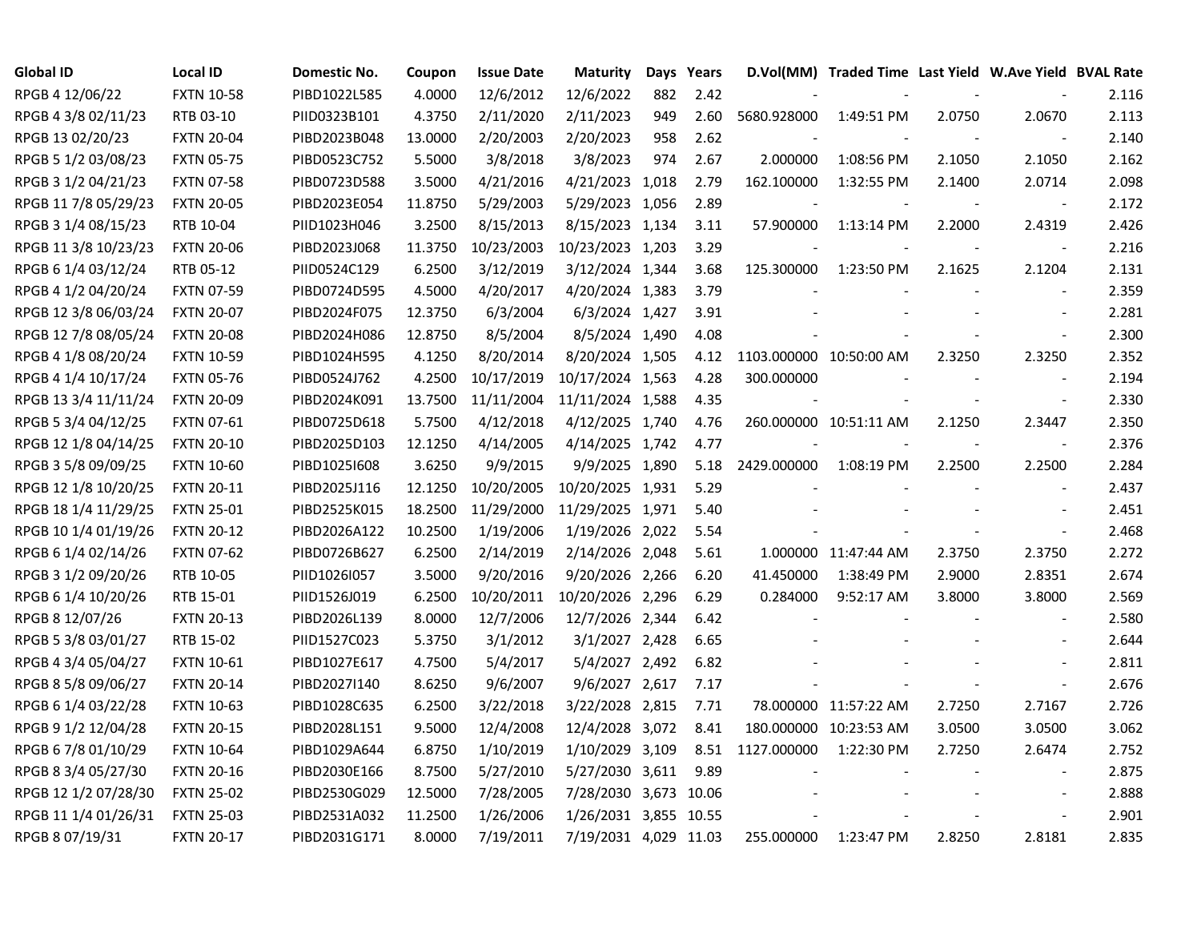| Global ID | Local ID | Domestic No. | Coupon | Issue Date | Maturity | Days | Years | D.Vol(MM) | Traded Time | Last Yield | W.Ave Yield | BVAL Rate |
|---|---|---|---|---|---|---|---|---|---|---|---|---|
| RPGB 4 12/06/22 | FXTN 10-58 | PIBD1022L585 | 4.0000 | 12/6/2012 | 12/6/2022 | 882 | 2.42 | - | - | - | - | 2.116 |
| RPGB 4 3/8 02/11/23 | RTB 03-10 | PIID0323B101 | 4.3750 | 2/11/2020 | 2/11/2023 | 949 | 2.60 | 5680.928000 | 1:49:51 PM | 2.0750 | 2.0670 | 2.113 |
| RPGB 13 02/20/23 | FXTN 20-04 | PIBD2023B048 | 13.0000 | 2/20/2003 | 2/20/2023 | 958 | 2.62 | - | - | - | - | 2.140 |
| RPGB 5 1/2 03/08/23 | FXTN 05-75 | PIBD0523C752 | 5.5000 | 3/8/2018 | 3/8/2023 | 974 | 2.67 | 2.000000 | 1:08:56 PM | 2.1050 | 2.1050 | 2.162 |
| RPGB 3 1/2 04/21/23 | FXTN 07-58 | PIBD0723D588 | 3.5000 | 4/21/2016 | 4/21/2023 | 1,018 | 2.79 | 162.100000 | 1:32:55 PM | 2.1400 | 2.0714 | 2.098 |
| RPGB 11 7/8 05/29/23 | FXTN 20-05 | PIBD2023E054 | 11.8750 | 5/29/2003 | 5/29/2023 | 1,056 | 2.89 | - | - | - | - | 2.172 |
| RPGB 3 1/4 08/15/23 | RTB 10-04 | PIID1023H046 | 3.2500 | 8/15/2013 | 8/15/2023 | 1,134 | 3.11 | 57.900000 | 1:13:14 PM | 2.2000 | 2.4319 | 2.426 |
| RPGB 11 3/8 10/23/23 | FXTN 20-06 | PIBD2023J068 | 11.3750 | 10/23/2003 | 10/23/2023 | 1,203 | 3.29 | - | - | - | - | 2.216 |
| RPGB 6 1/4 03/12/24 | RTB 05-12 | PIID0524C129 | 6.2500 | 3/12/2019 | 3/12/2024 | 1,344 | 3.68 | 125.300000 | 1:23:50 PM | 2.1625 | 2.1204 | 2.131 |
| RPGB 4 1/2 04/20/24 | FXTN 07-59 | PIBD0724D595 | 4.5000 | 4/20/2017 | 4/20/2024 | 1,383 | 3.79 | - | - | - | - | 2.359 |
| RPGB 12 3/8 06/03/24 | FXTN 20-07 | PIBD2024F075 | 12.3750 | 6/3/2004 | 6/3/2024 | 1,427 | 3.91 | - | - | - | - | 2.281 |
| RPGB 12 7/8 08/05/24 | FXTN 20-08 | PIBD2024H086 | 12.8750 | 8/5/2004 | 8/5/2024 | 1,490 | 4.08 | - | - | - | - | 2.300 |
| RPGB 4 1/8 08/20/24 | FXTN 10-59 | PIBD1024H595 | 4.1250 | 8/20/2014 | 8/20/2024 | 1,505 | 4.12 | 1103.000000 | 10:50:00 AM | 2.3250 | 2.3250 | 2.352 |
| RPGB 4 1/4 10/17/24 | FXTN 05-76 | PIBD0524J762 | 4.2500 | 10/17/2019 | 10/17/2024 | 1,563 | 4.28 | 300.000000 | - | - | - | 2.194 |
| RPGB 13 3/4 11/11/24 | FXTN 20-09 | PIBD2024K091 | 13.7500 | 11/11/2004 | 11/11/2024 | 1,588 | 4.35 | - | - | - | - | 2.330 |
| RPGB 5 3/4 04/12/25 | FXTN 07-61 | PIBD0725D618 | 5.7500 | 4/12/2018 | 4/12/2025 | 1,740 | 4.76 | 260.000000 | 10:51:11 AM | 2.1250 | 2.3447 | 2.350 |
| RPGB 12 1/8 04/14/25 | FXTN 20-10 | PIBD2025D103 | 12.1250 | 4/14/2005 | 4/14/2025 | 1,742 | 4.77 | - | - | - | - | 2.376 |
| RPGB 3 5/8 09/09/25 | FXTN 10-60 | PIBD1025I608 | 3.6250 | 9/9/2015 | 9/9/2025 | 1,890 | 5.18 | 2429.000000 | 1:08:19 PM | 2.2500 | 2.2500 | 2.284 |
| RPGB 12 1/8 10/20/25 | FXTN 20-11 | PIBD2025J116 | 12.1250 | 10/20/2005 | 10/20/2025 | 1,931 | 5.29 | - | - | - | - | 2.437 |
| RPGB 18 1/4 11/29/25 | FXTN 25-01 | PIBD2525K015 | 18.2500 | 11/29/2000 | 11/29/2025 | 1,971 | 5.40 | - | - | - | - | 2.451 |
| RPGB 10 1/4 01/19/26 | FXTN 20-12 | PIBD2026A122 | 10.2500 | 1/19/2006 | 1/19/2026 | 2,022 | 5.54 | - | - | - | - | 2.468 |
| RPGB 6 1/4 02/14/26 | FXTN 07-62 | PIBD0726B627 | 6.2500 | 2/14/2019 | 2/14/2026 | 2,048 | 5.61 | 1.000000 | 11:47:44 AM | 2.3750 | 2.3750 | 2.272 |
| RPGB 3 1/2 09/20/26 | RTB 10-05 | PIID1026I057 | 3.5000 | 9/20/2016 | 9/20/2026 | 2,266 | 6.20 | 41.450000 | 1:38:49 PM | 2.9000 | 2.8351 | 2.674 |
| RPGB 6 1/4 10/20/26 | RTB 15-01 | PIID1526J019 | 6.2500 | 10/20/2011 | 10/20/2026 | 2,296 | 6.29 | 0.284000 | 9:52:17 AM | 3.8000 | 3.8000 | 2.569 |
| RPGB 8 12/07/26 | FXTN 20-13 | PIBD2026L139 | 8.0000 | 12/7/2006 | 12/7/2026 | 2,344 | 6.42 | - | - | - | - | 2.580 |
| RPGB 5 3/8 03/01/27 | RTB 15-02 | PIID1527C023 | 5.3750 | 3/1/2012 | 3/1/2027 | 2,428 | 6.65 | - | - | - | - | 2.644 |
| RPGB 4 3/4 05/04/27 | FXTN 10-61 | PIBD1027E617 | 4.7500 | 5/4/2017 | 5/4/2027 | 2,492 | 6.82 | - | - | - | - | 2.811 |
| RPGB 8 5/8 09/06/27 | FXTN 20-14 | PIBD2027I140 | 8.6250 | 9/6/2007 | 9/6/2027 | 2,617 | 7.17 | - | - | - | - | 2.676 |
| RPGB 6 1/4 03/22/28 | FXTN 10-63 | PIBD1028C635 | 6.2500 | 3/22/2018 | 3/22/2028 | 2,815 | 7.71 | 78.000000 | 11:57:22 AM | 2.7250 | 2.7167 | 2.726 |
| RPGB 9 1/2 12/04/28 | FXTN 20-15 | PIBD2028L151 | 9.5000 | 12/4/2008 | 12/4/2028 | 3,072 | 8.41 | 180.000000 | 10:23:53 AM | 3.0500 | 3.0500 | 3.062 |
| RPGB 6 7/8 01/10/29 | FXTN 10-64 | PIBD1029A644 | 6.8750 | 1/10/2019 | 1/10/2029 | 3,109 | 8.51 | 1127.000000 | 1:22:30 PM | 2.7250 | 2.6474 | 2.752 |
| RPGB 8 3/4 05/27/30 | FXTN 20-16 | PIBD2030E166 | 8.7500 | 5/27/2010 | 5/27/2030 | 3,611 | 9.89 | - | - | - | - | 2.875 |
| RPGB 12 1/2 07/28/30 | FXTN 25-02 | PIBD2530G029 | 12.5000 | 7/28/2005 | 7/28/2030 | 3,673 | 10.06 | - | - | - | - | 2.888 |
| RPGB 11 1/4 01/26/31 | FXTN 25-03 | PIBD2531A032 | 11.2500 | 1/26/2006 | 1/26/2031 | 3,855 | 10.55 | - | - | - | - | 2.901 |
| RPGB 8 07/19/31 | FXTN 20-17 | PIBD2031G171 | 8.0000 | 7/19/2011 | 7/19/2031 | 4,029 | 11.03 | 255.000000 | 1:23:47 PM | 2.8250 | 2.8181 | 2.835 |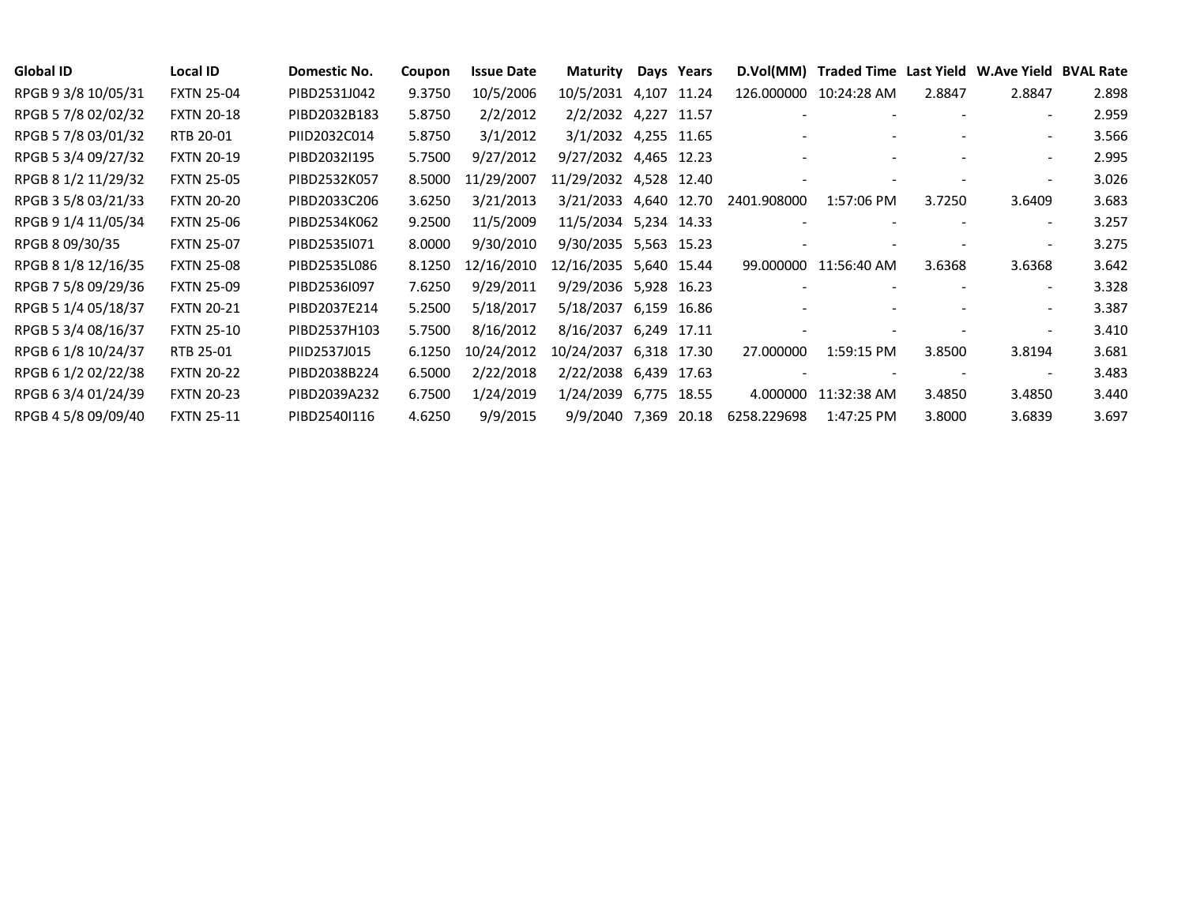| Global ID | Local ID | Domestic No. | Coupon | Issue Date | Maturity | Days | Years | D.Vol(MM) | Traded Time | Last Yield | W.Ave Yield | BVAL Rate |
|---|---|---|---|---|---|---|---|---|---|---|---|---|
| RPGB 9 3/8 10/05/31 | FXTN 25-04 | PIBD2531J042 | 9.3750 | 10/5/2006 | 10/5/2031 | 4,107 | 11.24 | 126.000000 | 10:24:28 AM | 2.8847 | 2.8847 | 2.898 |
| RPGB 5 7/8 02/02/32 | FXTN 20-18 | PIBD2032B183 | 5.8750 | 2/2/2012 | 2/2/2032 | 4,227 | 11.57 | - | - | - | - | 2.959 |
| RPGB 5 7/8 03/01/32 | RTB 20-01 | PIID2032C014 | 5.8750 | 3/1/2012 | 3/1/2032 | 4,255 | 11.65 | - | - | - | - | 3.566 |
| RPGB 5 3/4 09/27/32 | FXTN 20-19 | PIBD2032I195 | 5.7500 | 9/27/2012 | 9/27/2032 | 4,465 | 12.23 | - | - | - | - | 2.995 |
| RPGB 8 1/2 11/29/32 | FXTN 25-05 | PIBD2532K057 | 8.5000 | 11/29/2007 | 11/29/2032 | 4,528 | 12.40 | - | - | - | - | 3.026 |
| RPGB 3 5/8 03/21/33 | FXTN 20-20 | PIBD2033C206 | 3.6250 | 3/21/2013 | 3/21/2033 | 4,640 | 12.70 | 2401.908000 | 1:57:06 PM | 3.7250 | 3.6409 | 3.683 |
| RPGB 9 1/4 11/05/34 | FXTN 25-06 | PIBD2534K062 | 9.2500 | 11/5/2009 | 11/5/2034 | 5,234 | 14.33 | - | - | - | - | 3.257 |
| RPGB 8 09/30/35 | FXTN 25-07 | PIBD2535I071 | 8.0000 | 9/30/2010 | 9/30/2035 | 5,563 | 15.23 | - | - | - | - | 3.275 |
| RPGB 8 1/8 12/16/35 | FXTN 25-08 | PIBD2535L086 | 8.1250 | 12/16/2010 | 12/16/2035 | 5,640 | 15.44 | 99.000000 | 11:56:40 AM | 3.6368 | 3.6368 | 3.642 |
| RPGB 7 5/8 09/29/36 | FXTN 25-09 | PIBD2536I097 | 7.6250 | 9/29/2011 | 9/29/2036 | 5,928 | 16.23 | - | - | - | - | 3.328 |
| RPGB 5 1/4 05/18/37 | FXTN 20-21 | PIBD2037E214 | 5.2500 | 5/18/2017 | 5/18/2037 | 6,159 | 16.86 | - | - | - | - | 3.387 |
| RPGB 5 3/4 08/16/37 | FXTN 25-10 | PIBD2537H103 | 5.7500 | 8/16/2012 | 8/16/2037 | 6,249 | 17.11 | - | - | - | - | 3.410 |
| RPGB 6 1/8 10/24/37 | RTB 25-01 | PIID2537J015 | 6.1250 | 10/24/2012 | 10/24/2037 | 6,318 | 17.30 | 27.000000 | 1:59:15 PM | 3.8500 | 3.8194 | 3.681 |
| RPGB 6 1/2 02/22/38 | FXTN 20-22 | PIBD2038B224 | 6.5000 | 2/22/2018 | 2/22/2038 | 6,439 | 17.63 | - | - | - | - | 3.483 |
| RPGB 6 3/4 01/24/39 | FXTN 20-23 | PIBD2039A232 | 6.7500 | 1/24/2019 | 1/24/2039 | 6,775 | 18.55 | 4.000000 | 11:32:38 AM | 3.4850 | 3.4850 | 3.440 |
| RPGB 4 5/8 09/09/40 | FXTN 25-11 | PIBD2540I116 | 4.6250 | 9/9/2015 | 9/9/2040 | 7,369 | 20.18 | 6258.229698 | 1:47:25 PM | 3.8000 | 3.6839 | 3.697 |